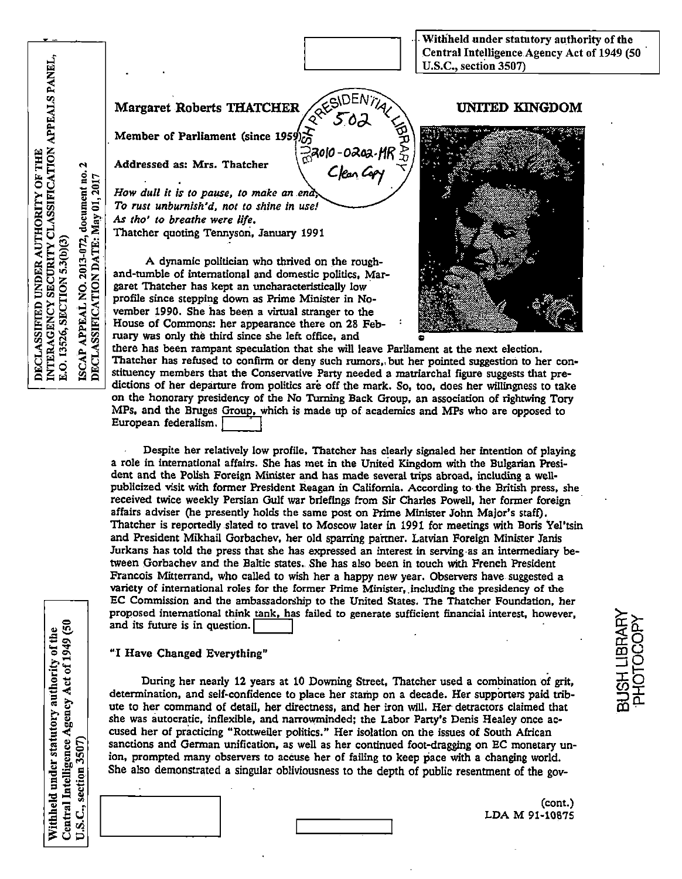Withheld under statutory authority of the Central Intelligence Agency Act of 1949 (50 U.S.C., section 3507)

DECLASSIFIED UNDER AUTHORITY OF THE INTERAGENCY SECURITY CLASSIFICATION APPEALS PANEL, E.O. 13526, SECTION 5.3(b)(3)

ISCAP APPEAL NO. 2013-072, document no. 2
DECLASSIFICATION DATE: May 01, 2017

BUSH PRESIDENTIAL LIBRARY 502 2010-0202-MR Clean Copy

**Margaret Roberts THATCHER** **UNITED KINGDOM**

**Member of Parliament (since 1959)**

**Addressed as: Mrs. Thatcher**

*How dull it is to pause, to make an end,*
*To rust unburnish'd, not to shine in use!*
*As tho' to breathe were life.*
Thatcher quoting Tennyson, January 1991

A dynamic politician who thrived on the rough-and-tumble of international and domestic politics, Margaret Thatcher has kept an uncharacteristically low profile since stepping down as Prime Minister in November 1990. She has been a virtual stranger to the House of Commons: her appearance there on 28 February was only the third since she left office, and there has been rampant speculation that she will leave Parliament at the next election. Thatcher has refused to confirm or deny such rumors, but her pointed suggestion to her constituency members that the Conservative Party needed a matriarchal figure suggests that predictions of her departure from politics are off the mark. So, too, does her willingness to take on the honorary presidency of the No Turning Back Group, an association of rightwing Tory MPs, and the Bruges Group, which is made up of academics and MPs who are opposed to European federalism. [ ]

Despite her relatively low profile, Thatcher has clearly signaled her intention of playing a role in international affairs. She has met in the United Kingdom with the Bulgarian President and the Polish Foreign Minister and has made several trips abroad, including a well-publicized visit with former President Reagan in California. According to the British press, she received twice weekly Persian Gulf war briefings from Sir Charles Powell, her former foreign affairs adviser (he presently holds the same post on Prime Minister John Major's staff). Thatcher is reportedly slated to travel to Moscow later in 1991 for meetings with Boris Yel'tsin and President Mikhail Gorbachev, her old sparring partner. Latvian Foreign Minister Janis Jurkans has told the press that she has expressed an interest in serving as an intermediary between Gorbachev and the Baltic states. She has also been in touch with French President Francois Mitterrand, who called to wish her a happy new year. Observers have suggested a variety of international roles for the former Prime Minister, including the presidency of the EC Commission and the ambassadorship to the United States. The Thatcher Foundation, her proposed international think tank, has failed to generate sufficient financial interest, however, and its future is in question. [ ]

### "I Have Changed Everything"

During her nearly 12 years at 10 Downing Street, Thatcher used a combination of grit, determination, and self-confidence to place her stamp on a decade. Her supporters paid tribute to her command of detail, her directness, and her iron will. Her detractors claimed that she was autocratic, inflexible, and narrowminded; the Labor Party's Denis Healey once accused her of practicing "Rottweiler politics." Her isolation on the issues of South African sanctions and German unification, as well as her continued foot-dragging on EC monetary union, prompted many observers to accuse her of failing to keep pace with a changing world. She also demonstrated a singular obliviousness to the depth of public resentment of the gov-

Withheld under statutory authority of the Central Intelligence Agency Act of 1949 (50 U.S.C., section 3507)

BUSH LIBRARY PHOTOCOPY

(cont.)
LDA M 91-10875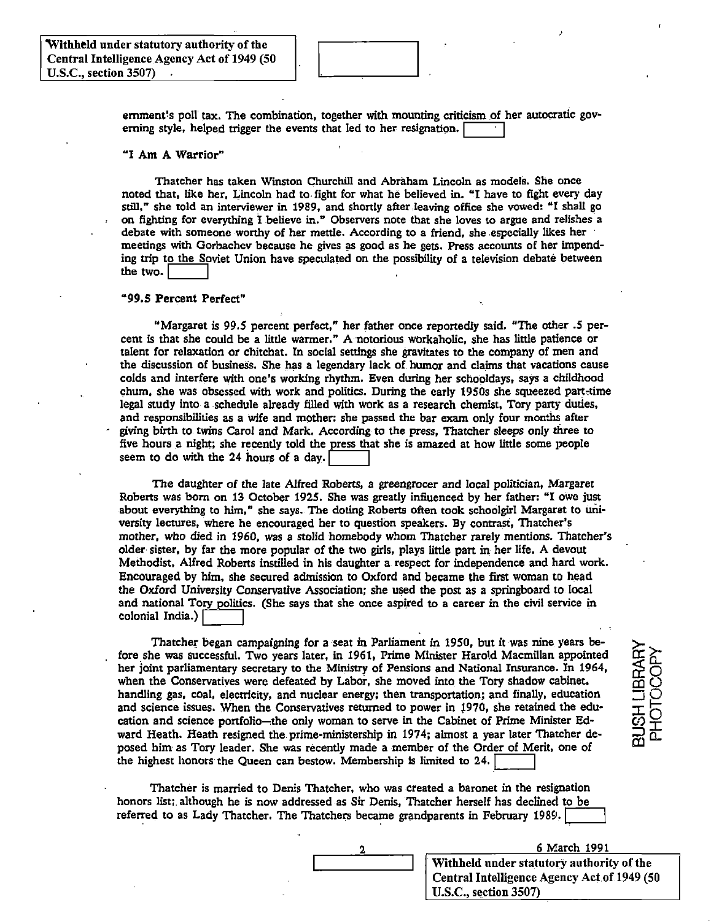ernment's poll tax. The combination, together with mounting criticism of her autocratic governing style, helped trigger the events that led to her resignation.

### "I Am A Warrior"

Thatcher has taken Winston Churchill and Abraham Lincoln as models. She once noted that, like her, Lincoln had to fight for what he believed in. "I have to fight every day still," she told an interviewer in 1989, and shortly after leaving office she vowed: "I shall go on fighting for everything I believe in." Observers note that she loves to argue and relishes a debate with someone worthy of her mettle. According to a friend, she especially likes her meetings with Gorbachev because he gives as good as he gets. Press accounts of her impending trip to the Soviet Union have speculated on the possibility of a television debate between the two.

### "99.5 Percent Perfect"

"Margaret is 99.5 percent perfect," her father once reportedly said. "The other .5 percent is that she could be a little warmer." A notorious workaholic, she has little patience or talent for relaxation or chitchat. In social settings she gravitates to the company of men and the discussion of business. She has a legendary lack of humor and claims that vacations cause colds and interfere with one's working rhythm. Even during her schooldays, says a childhood chum, she was obsessed with work and politics. During the early 1950s she squeezed part-time legal study into a schedule already filled with work as a research chemist, Tory party duties, and responsibilities as a wife and mother: she passed the bar exam only four months after giving birth to twins Carol and Mark. According to the press, Thatcher sleeps only three to five hours a night; she recently told the press that she is amazed at how little some people seem to do with the 24 hours of a day.

The daughter of the late Alfred Roberts, a greengrocer and local politician, Margaret Roberts was born on 13 October 1925. She was greatly influenced by her father: "I owe just about everything to him," she says. The doting Roberts often took schoolgirl Margaret to university lectures, where he encouraged her to question speakers. By contrast, Thatcher's mother, who died in 1960, was a stolid homebody whom Thatcher rarely mentions. Thatcher's older sister, by far the more popular of the two girls, plays little part in her life. A devout Methodist, Alfred Roberts instilled in his daughter a respect for independence and hard work. Encouraged by him, she secured admission to Oxford and became the first woman to head the Oxford University Conservative Association; she used the post as a springboard to local and national Tory politics. (She says that she once aspired to a career in the civil service in colonial India.)

Thatcher began campaigning for a seat in Parliament in 1950, but it was nine years before she was successful. Two years later, in 1961, Prime Minister Harold Macmillan appointed her joint parliamentary secretary to the Ministry of Pensions and National Insurance. In 1964, when the Conservatives were defeated by Labor, she moved into the Tory shadow cabinet, handling gas, coal, electricity, and nuclear energy; then transportation; and finally, education and science issues. When the Conservatives returned to power in 1970, she retained the education and science portfolio—the only woman to serve in the Cabinet of Prime Minister Edward Heath. Heath resigned the prime-ministership in 1974; almost a year later Thatcher deposed him as Tory leader. She was recently made a member of the Order of Merit, one of the highest honors the Queen can bestow. Membership is limited to 24.

Thatcher is married to Denis Thatcher, who was created a baronet in the resignation honors list; although he is now addressed as Sir Denis, Thatcher herself has declined to be referred to as Lady Thatcher. The Thatchers became grandparents in February 1989.

6 March 1991

Withheld under statutory authority of the Central Intelligence Agency Act of 1949 (50 U.S.C., section 3507)